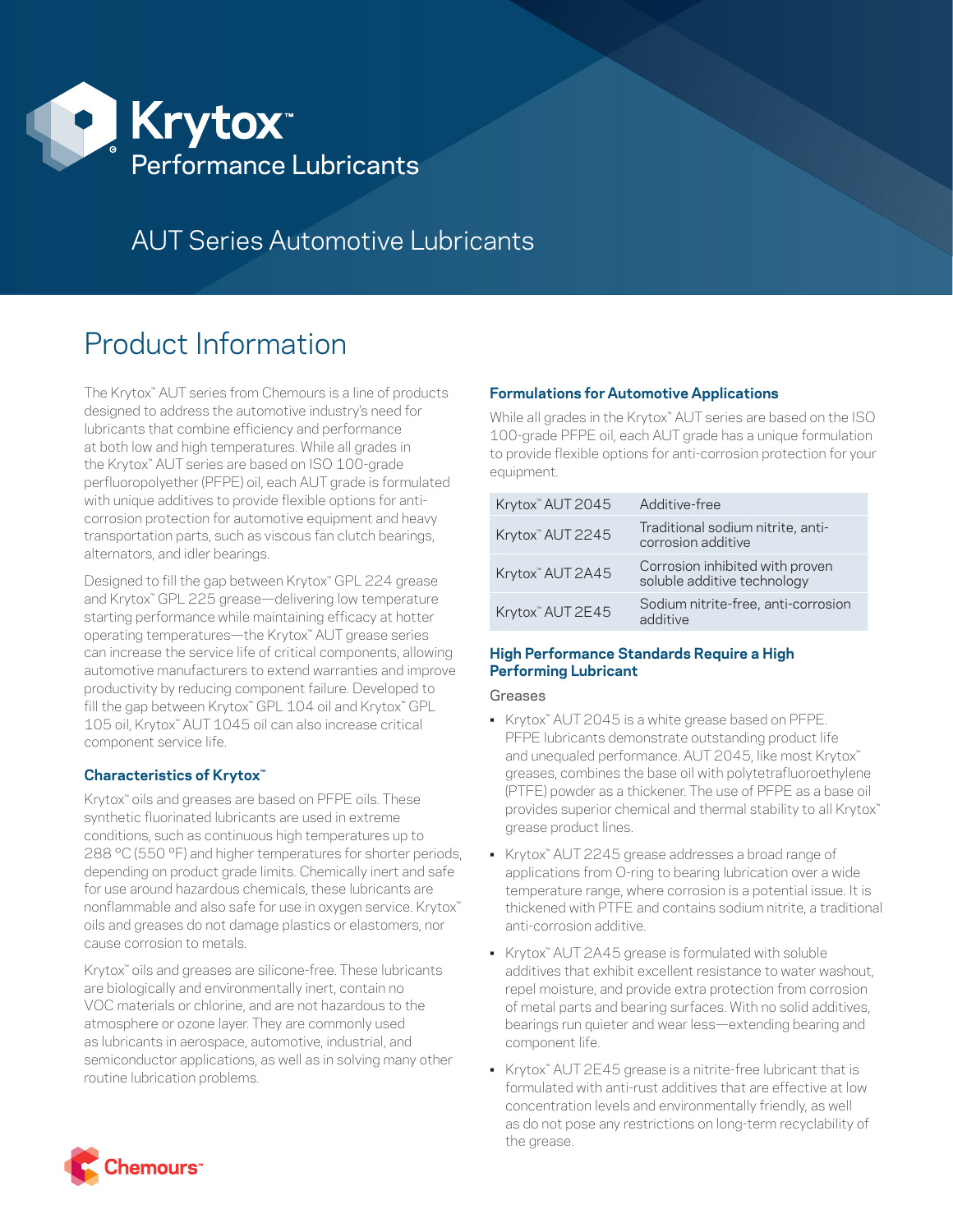# Krytox™ Performance Lubricants

## AUT Series Automotive Lubricants

# Product Information

The Krytox™ AUT series from Chemours is a line of products designed to address the automotive industry's need for lubricants that combine efficiency and performance at both low and high temperatures. While all grades in the Krytox™ AUT series are based on ISO 100-grade perfluoropolyether (PFPE) oil, each AUT grade is formulated with unique additives to provide flexible options for anti-corrosion protection for automotive equipment and heavy transportation parts, such as viscous fan clutch bearings, alternators, and idler bearings.

Designed to fill the gap between Krytox™ GPL 224 grease and Krytox™ GPL 225 grease—delivering low temperature starting performance while maintaining efficacy at hotter operating temperatures—the Krytox™ AUT grease series can increase the service life of critical components, allowing automotive manufacturers to extend warranties and improve productivity by reducing component failure. Developed to fill the gap between Krytox™ GPL 104 oil and Krytox™ GPL 105 oil, Krytox™ AUT 1045 oil can also increase critical component service life.

### Characteristics of Krytox™

Krytox™ oils and greases are based on PFPE oils. These synthetic fluorinated lubricants are used in extreme conditions, such as continuous high temperatures up to 288 °C (550 °F) and higher temperatures for shorter periods, depending on product grade limits. Chemically inert and safe for use around hazardous chemicals, these lubricants are nonflammable and also safe for use in oxygen service. Krytox™ oils and greases do not damage plastics or elastomers, nor cause corrosion to metals.

Krytox™ oils and greases are silicone-free. These lubricants are biologically and environmentally inert, contain no VOC materials or chlorine, and are not hazardous to the atmosphere or ozone layer. They are commonly used as lubricants in aerospace, automotive, industrial, and semiconductor applications, as well as in solving many other routine lubrication problems.

### Formulations for Automotive Applications

While all grades in the Krytox™ AUT series are based on the ISO 100-grade PFPE oil, each AUT grade has a unique formulation to provide flexible options for anti-corrosion protection for your equipment.

| | |
|---|---|
| Krytox™ AUT 2045 | Additive-free |
| Krytox™ AUT 2245 | Traditional sodium nitrite, anti-corrosion additive |
| Krytox™ AUT 2A45 | Corrosion inhibited with proven soluble additive technology |
| Krytox™ AUT 2E45 | Sodium nitrite-free, anti-corrosion additive |

### High Performance Standards Require a High Performing Lubricant

Greases

- Krytox™ AUT 2045 is a white grease based on PFPE. PFPE lubricants demonstrate outstanding product life and unequaled performance. AUT 2045, like most Krytox™ greases, combines the base oil with polytetrafluoroethylene (PTFE) powder as a thickener. The use of PFPE as a base oil provides superior chemical and thermal stability to all Krytox™ grease product lines.
- Krytox™ AUT 2245 grease addresses a broad range of applications from O-ring to bearing lubrication over a wide temperature range, where corrosion is a potential issue. It is thickened with PTFE and contains sodium nitrite, a traditional anti-corrosion additive.
- Krytox™ AUT 2A45 grease is formulated with soluble additives that exhibit excellent resistance to water washout, repel moisture, and provide extra protection from corrosion of metal parts and bearing surfaces. With no solid additives, bearings run quieter and wear less—extending bearing and component life.
- Krytox™ AUT 2E45 grease is a nitrite-free lubricant that is formulated with anti-rust additives that are effective at low concentration levels and environmentally friendly, as well as do not pose any restrictions on long-term recyclability of the grease.

Chemours™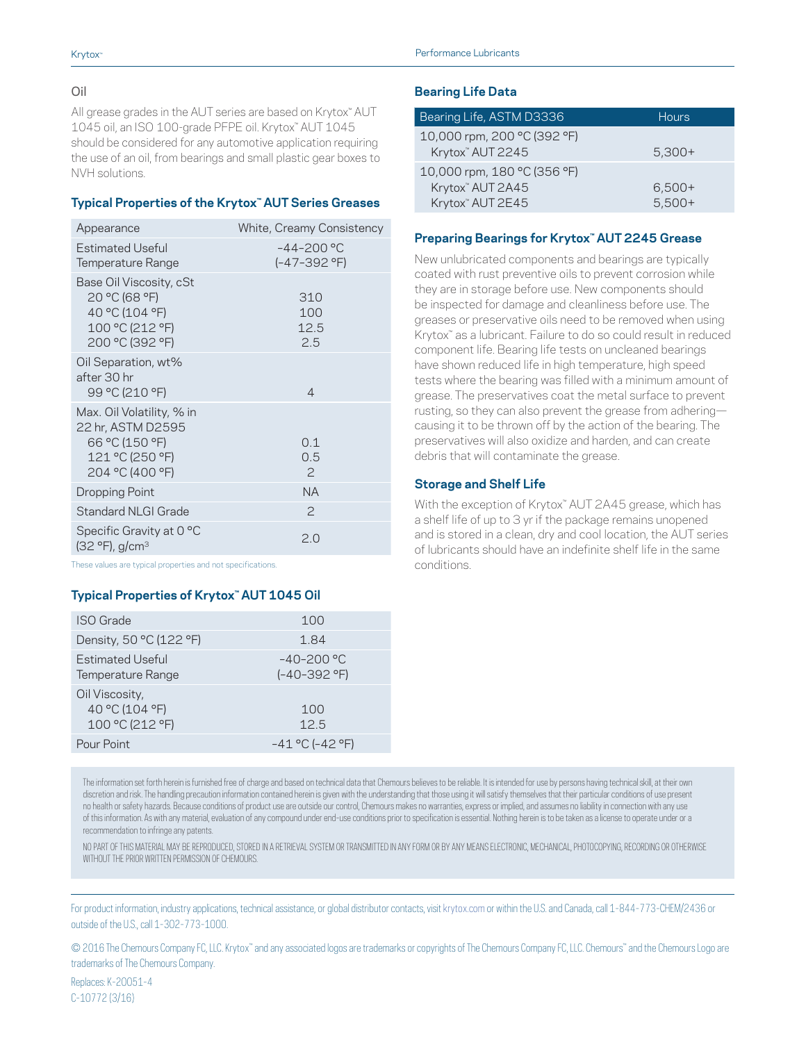## Oil

All grease grades in the AUT series are based on Krytox™ AUT 1045 oil, an ISO 100-grade PFPE oil. Krytox™ AUT 1045 should be considered for any automotive application requiring the use of an oil, from bearings and small plastic gear boxes to NVH solutions.

### Typical Properties of the Krytox™ AUT Series Greases

| | |
|---|---|
| Appearance | White, Creamy Consistency |
| Estimated Useful Temperature Range | –44–200 °C (–47–392 °F) |
| Base Oil Viscosity, cSt | |
| 20 °C (68 °F) | 310 |
| 40 °C (104 °F) | 100 |
| 100 °C (212 °F) | 12.5 |
| 200 °C (392 °F) | 2.5 |
| Oil Separation, wt% after 30 hr | |
| 99 °C (210 °F) | 4 |
| Max. Oil Volatility, % in 22 hr, ASTM D2595 | |
| 66 °C (150 °F) | 0.1 |
| 121 °C (250 °F) | 0.5 |
| 204 °C (400 °F) | 2 |
| Dropping Point | NA |
| Standard NLGI Grade | 2 |
| Specific Gravity at 0 °C (32 °F), g/cm$^3$ | 2.0 |

These values are typical properties and not specifications.

### Typical Properties of Krytox™ AUT 1045 Oil

| | |
|---|---|
| ISO Grade | 100 |
| Density, 50 °C (122 °F) | 1.84 |
| Estimated Useful Temperature Range | –40–200 °C (–40–392 °F) |
| Oil Viscosity, | |
| 40 °C (104 °F) | 100 |
| 100 °C (212 °F) | 12.5 |
| Pour Point | –41 °C (–42 °F) |

### Bearing Life Data

| Bearing Life, ASTM D3336 | Hours |
|---|---|
| 10,000 rpm, 200 °C (392 °F) | |
| Krytox™ AUT 2245 | 5,300+ |
| 10,000 rpm, 180 °C (356 °F) | |
| Krytox™ AUT 2A45 | 6,500+ |
| Krytox™ AUT 2E45 | 5,500+ |

### Preparing Bearings for Krytox™ AUT 2245 Grease

New unlubricated components and bearings are typically coated with rust preventive oils to prevent corrosion while they are in storage before use. New components should be inspected for damage and cleanliness before use. The greases or preservative oils need to be removed when using Krytox™ as a lubricant. Failure to do so could result in reduced component life. Bearing life tests on uncleaned bearings have shown reduced life in high temperature, high speed tests where the bearing was filled with a minimum amount of grease. The preservatives coat the metal surface to prevent rusting, so they can also prevent the grease from adhering—causing it to be thrown off by the action of the bearing. The preservatives will also oxidize and harden, and can create debris that will contaminate the grease.

### Storage and Shelf Life

With the exception of Krytox™ AUT 2A45 grease, which has a shelf life of up to 3 yr if the package remains unopened and is stored in a clean, dry and cool location, the AUT series of lubricants should have an indefinite shelf life in the same conditions.

The information set forth herein is furnished free of charge and based on technical data that Chemours believes to be reliable. It is intended for use by persons having technical skill, at their own discretion and risk. The handling precaution information contained herein is given with the understanding that those using it will satisfy themselves that their particular conditions of use present no health or safety hazards. Because conditions of product use are outside our control, Chemours makes no warranties, express or implied, and assumes no liability in connection with any use of this information. As with any material, evaluation of any compound under end-use conditions prior to specification is essential. Nothing herein is to be taken as a license to operate under or a recommendation to infringe any patents.

NO PART OF THIS MATERIAL MAY BE REPRODUCED, STORED IN A RETRIEVAL SYSTEM OR TRANSMITTED IN ANY FORM OR BY ANY MEANS ELECTRONIC, MECHANICAL, PHOTOCOPYING, RECORDING OR OTHERWISE WITHOUT THE PRIOR WRITTEN PERMISSION OF CHEMOURS.

For product information, industry applications, technical assistance, or global distributor contacts, visit krytox.com or within the U.S. and Canada, call 1-844-773-CHEM/2436 or outside of the U.S., call 1-302-773-1000.

© 2016 The Chemours Company FC, LLC. Krytox™ and any associated logos are trademarks or copyrights of The Chemours Company FC, LLC. Chemours™ and the Chemours Logo are trademarks of The Chemours Company.

Replaces: K-20051-4
C-10772 (3/16)